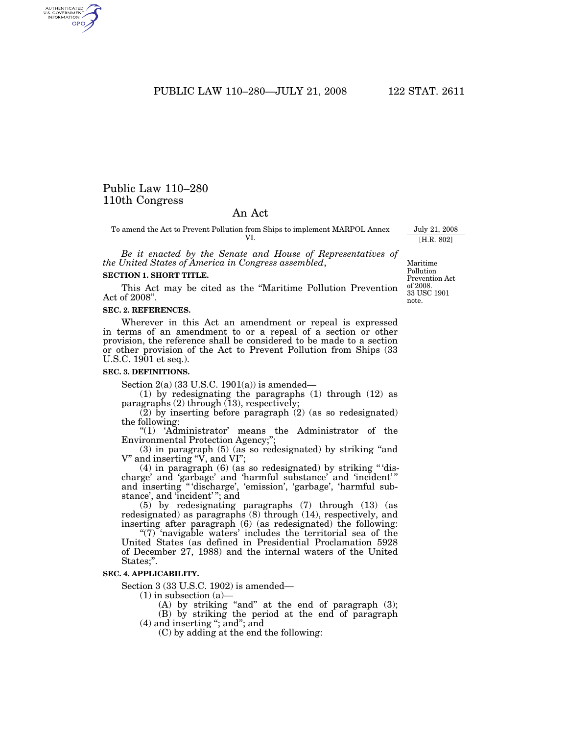# Public Law 110–280
# 110th Congress

## An Act

To amend the Act to Prevent Pollution from Ships to implement MARPOL Annex VI.

July 21, 2008
[H.R. 802]

*Be it enacted by the Senate and House of Representatives of the United States of America in Congress assembled*,

Maritime Pollution Prevention Act of 2008.
33 USC 1901 note.

**SECTION 1. SHORT TITLE.**

This Act may be cited as the "Maritime Pollution Prevention Act of 2008".

**SEC. 2. REFERENCES.**

Wherever in this Act an amendment or repeal is expressed in terms of an amendment to or a repeal of a section or other provision, the reference shall be considered to be made to a section or other provision of the Act to Prevent Pollution from Ships (33 U.S.C. 1901 et seq.).

**SEC. 3. DEFINITIONS.**

Section 2(a) (33 U.S.C. 1901(a)) is amended—

(1) by redesignating the paragraphs (1) through (12) as paragraphs (2) through (13), respectively;

(2) by inserting before paragraph (2) (as so redesignated) the following:

"(1) 'Administrator' means the Administrator of the Environmental Protection Agency;";

(3) in paragraph (5) (as so redesignated) by striking "and V" and inserting "V, and VI";

(4) in paragraph (6) (as so redesignated) by striking "'discharge' and 'garbage' and 'harmful substance' and 'incident'" and inserting "'discharge', 'emission', 'garbage', 'harmful substance', and 'incident'"; and

(5) by redesignating paragraphs (7) through (13) (as redesignated) as paragraphs (8) through (14), respectively, and inserting after paragraph (6) (as redesignated) the following:

"(7) 'navigable waters' includes the territorial sea of the United States (as defined in Presidential Proclamation 5928 of December 27, 1988) and the internal waters of the United States;".

**SEC. 4. APPLICABILITY.**

Section 3 (33 U.S.C. 1902) is amended—

(1) in subsection (a)—

(A) by striking "and" at the end of paragraph (3);

(B) by striking the period at the end of paragraph (4) and inserting "; and"; and

(C) by adding at the end the following: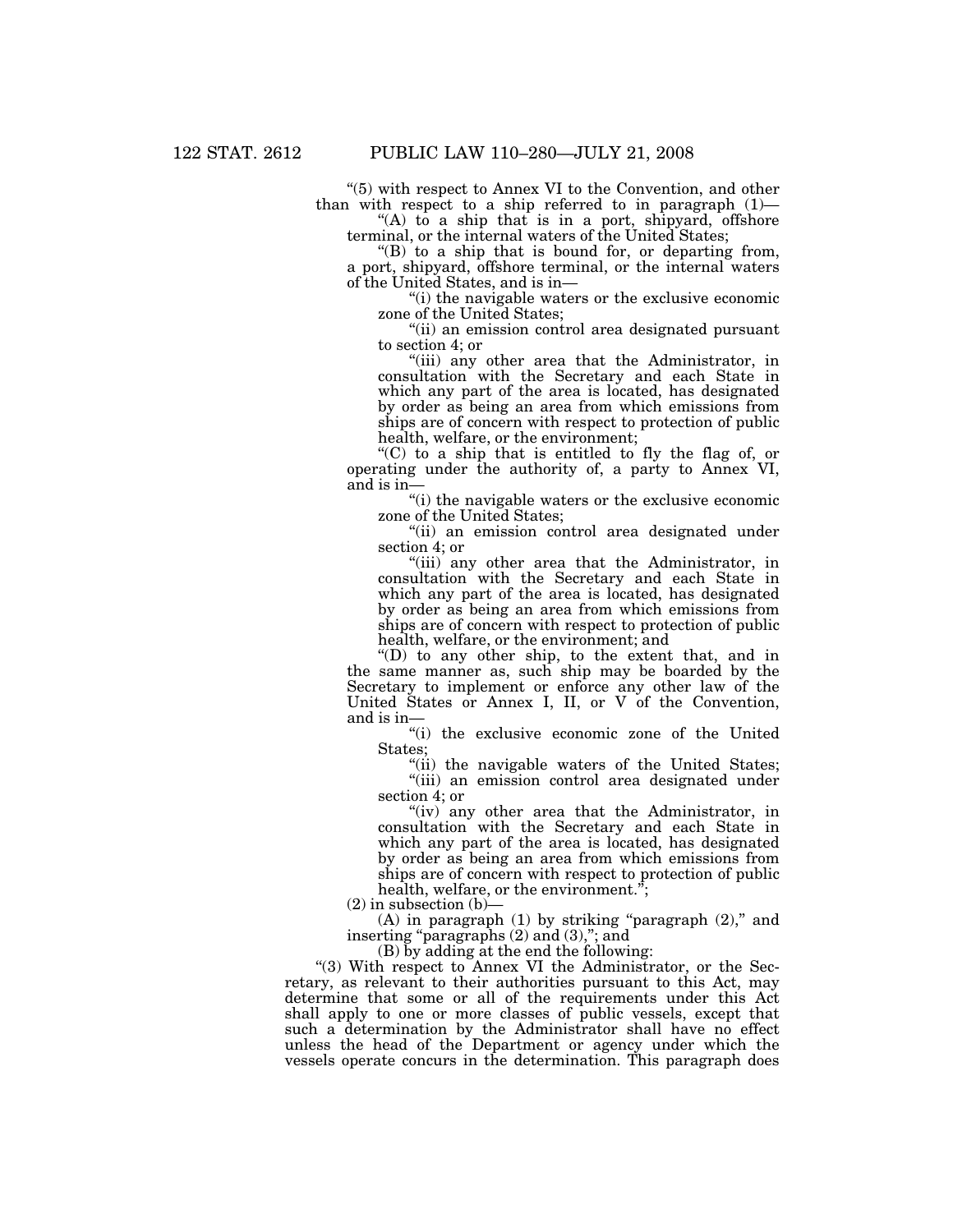"(5) with respect to Annex VI to the Convention, and other than with respect to a ship referred to in paragraph (1)—

"(A) to a ship that is in a port, shipyard, offshore terminal, or the internal waters of the United States;

"(B) to a ship that is bound for, or departing from, a port, shipyard, offshore terminal, or the internal waters of the United States, and is in—

"(i) the navigable waters or the exclusive economic zone of the United States;

"(ii) an emission control area designated pursuant to section 4; or

"(iii) any other area that the Administrator, in consultation with the Secretary and each State in which any part of the area is located, has designated by order as being an area from which emissions from ships are of concern with respect to protection of public health, welfare, or the environment;

"(C) to a ship that is entitled to fly the flag of, or operating under the authority of, a party to Annex VI, and is in—

"(i) the navigable waters or the exclusive economic zone of the United States;

"(ii) an emission control area designated under section 4; or

"(iii) any other area that the Administrator, in consultation with the Secretary and each State in which any part of the area is located, has designated by order as being an area from which emissions from ships are of concern with respect to protection of public health, welfare, or the environment; and

"(D) to any other ship, to the extent that, and in the same manner as, such ship may be boarded by the Secretary to implement or enforce any other law of the United States or Annex I, II, or V of the Convention, and is in—

"(i) the exclusive economic zone of the United States;

"(ii) the navigable waters of the United States;

"(iii) an emission control area designated under section 4; or

"(iv) any other area that the Administrator, in consultation with the Secretary and each State in which any part of the area is located, has designated by order as being an area from which emissions from ships are of concern with respect to protection of public health, welfare, or the environment.";

(2) in subsection (b)—

(A) in paragraph (1) by striking "paragraph (2)," and inserting "paragraphs (2) and (3),"; and

(B) by adding at the end the following:

"(3) With respect to Annex VI the Administrator, or the Secretary, as relevant to their authorities pursuant to this Act, may determine that some or all of the requirements under this Act shall apply to one or more classes of public vessels, except that such a determination by the Administrator shall have no effect unless the head of the Department or agency under which the vessels operate concurs in the determination. This paragraph does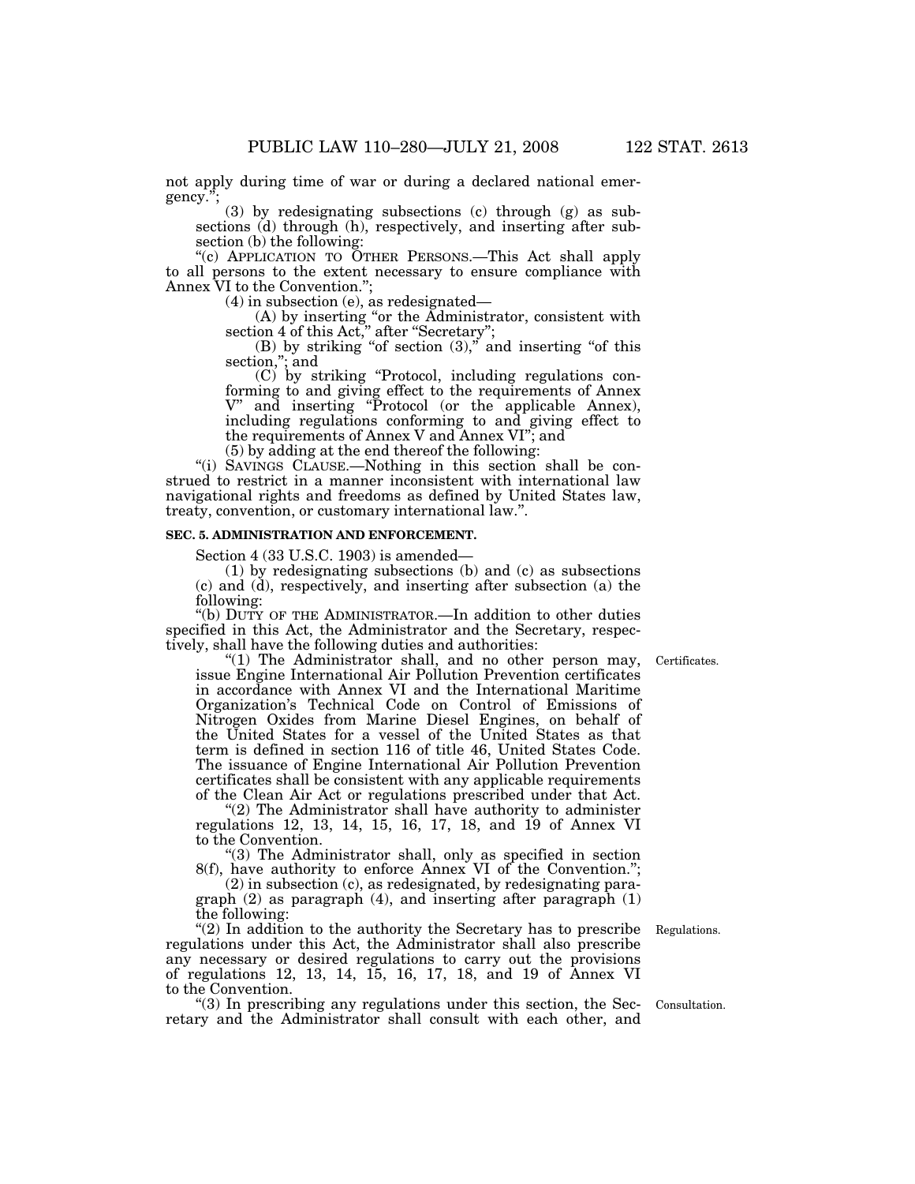not apply during time of war or during a declared national emergency.";

(3) by redesignating subsections (c) through (g) as subsections (d) through (h), respectively, and inserting after subsection (b) the following:

"(c) APPLICATION TO OTHER PERSONS.—This Act shall apply to all persons to the extent necessary to ensure compliance with Annex VI to the Convention.";

(4) in subsection (e), as redesignated—

(A) by inserting "or the Administrator, consistent with section 4 of this Act," after "Secretary";

(B) by striking "of section (3)," and inserting "of this section,"; and

(C) by striking "Protocol, including regulations conforming to and giving effect to the requirements of Annex V" and inserting "Protocol (or the applicable Annex), including regulations conforming to and giving effect to the requirements of Annex V and Annex VI"; and

(5) by adding at the end thereof the following:

"(i) SAVINGS CLAUSE.—Nothing in this section shall be construed to restrict in a manner inconsistent with international law navigational rights and freedoms as defined by United States law, treaty, convention, or customary international law.".

**SEC. 5. ADMINISTRATION AND ENFORCEMENT.**

Section 4 (33 U.S.C. 1903) is amended—

(1) by redesignating subsections (b) and (c) as subsections (c) and (d), respectively, and inserting after subsection (a) the following:

"(b) DUTY OF THE ADMINISTRATOR.—In addition to other duties specified in this Act, the Administrator and the Secretary, respectively, shall have the following duties and authorities:

Certificates.

"(1) The Administrator shall, and no other person may, issue Engine International Air Pollution Prevention certificates in accordance with Annex VI and the International Maritime Organization's Technical Code on Control of Emissions of Nitrogen Oxides from Marine Diesel Engines, on behalf of the United States for a vessel of the United States as that term is defined in section 116 of title 46, United States Code. The issuance of Engine International Air Pollution Prevention certificates shall be consistent with any applicable requirements of the Clean Air Act or regulations prescribed under that Act.

"(2) The Administrator shall have authority to administer regulations 12, 13, 14, 15, 16, 17, 18, and 19 of Annex VI to the Convention.

"(3) The Administrator shall, only as specified in section 8(f), have authority to enforce Annex VI of the Convention.";

(2) in subsection (c), as redesignated, by redesignating paragraph (2) as paragraph (4), and inserting after paragraph (1) the following:

Regulations.

"(2) In addition to the authority the Secretary has to prescribe regulations under this Act, the Administrator shall also prescribe any necessary or desired regulations to carry out the provisions of regulations 12, 13, 14, 15, 16, 17, 18, and 19 of Annex VI to the Convention.

Consultation.

"(3) In prescribing any regulations under this section, the Secretary and the Administrator shall consult with each other, and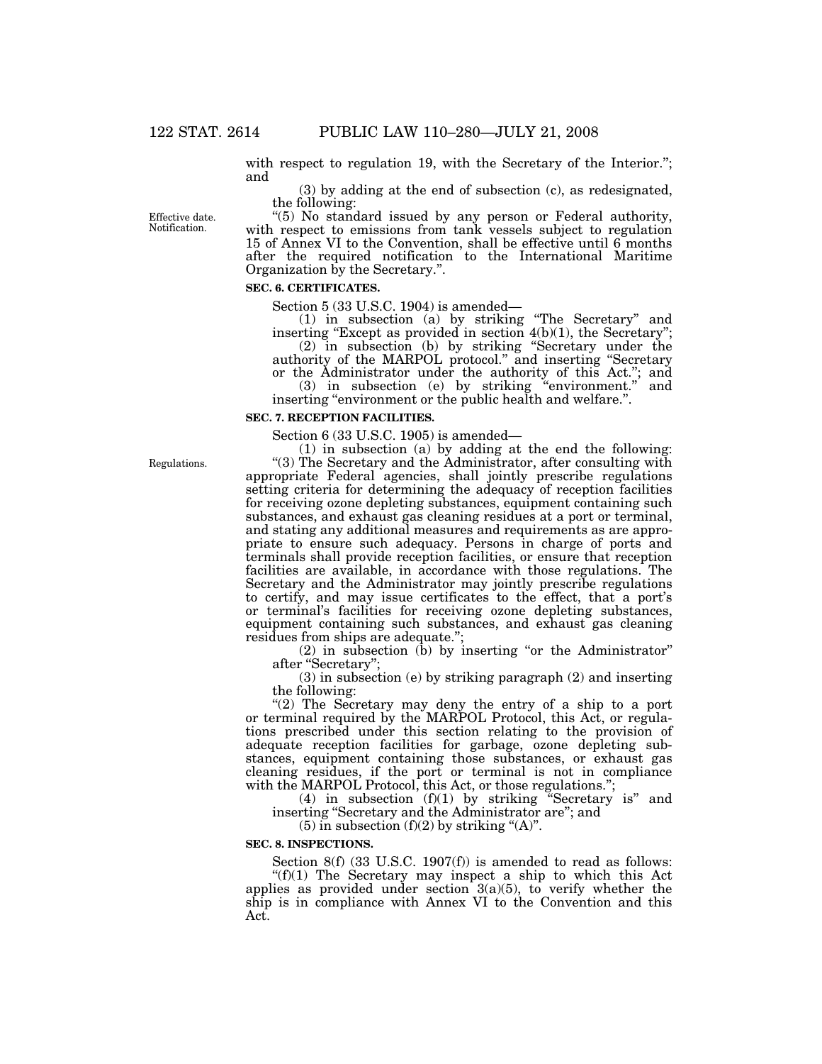with respect to regulation 19, with the Secretary of the Interior."; and

(3) by adding at the end of subsection (c), as redesignated, the following:

Effective date. Notification.

"(5) No standard issued by any person or Federal authority, with respect to emissions from tank vessels subject to regulation 15 of Annex VI to the Convention, shall be effective until 6 months after the required notification to the International Maritime Organization by the Secretary.".

**SEC. 6. CERTIFICATES.**

Section 5 (33 U.S.C. 1904) is amended—

(1) in subsection (a) by striking "The Secretary" and inserting "Except as provided in section 4(b)(1), the Secretary";

(2) in subsection (b) by striking "Secretary under the authority of the MARPOL protocol." and inserting "Secretary or the Administrator under the authority of this Act."; and

(3) in subsection (e) by striking "environment." and inserting "environment or the public health and welfare.".

**SEC. 7. RECEPTION FACILITIES.**

Section 6 (33 U.S.C. 1905) is amended—

(1) in subsection (a) by adding at the end the following:

Regulations.

"(3) The Secretary and the Administrator, after consulting with appropriate Federal agencies, shall jointly prescribe regulations setting criteria for determining the adequacy of reception facilities for receiving ozone depleting substances, equipment containing such substances, and exhaust gas cleaning residues at a port or terminal, and stating any additional measures and requirements as are appropriate to ensure such adequacy. Persons in charge of ports and terminals shall provide reception facilities, or ensure that reception facilities are available, in accordance with those regulations. The Secretary and the Administrator may jointly prescribe regulations to certify, and may issue certificates to the effect, that a port's or terminal's facilities for receiving ozone depleting substances, equipment containing such substances, and exhaust gas cleaning residues from ships are adequate.";

(2) in subsection (b) by inserting "or the Administrator" after "Secretary";

(3) in subsection (e) by striking paragraph (2) and inserting the following:

"(2) The Secretary may deny the entry of a ship to a port or terminal required by the MARPOL Protocol, this Act, or regulations prescribed under this section relating to the provision of adequate reception facilities for garbage, ozone depleting substances, equipment containing those substances, or exhaust gas cleaning residues, if the port or terminal is not in compliance with the MARPOL Protocol, this Act, or those regulations.";

(4) in subsection (f)(1) by striking "Secretary is" and inserting "Secretary and the Administrator are"; and

(5) in subsection (f)(2) by striking "(A)".

**SEC. 8. INSPECTIONS.**

Section 8(f) (33 U.S.C. 1907(f)) is amended to read as follows:

"(f)(1) The Secretary may inspect a ship to which this Act applies as provided under section 3(a)(5), to verify whether the ship is in compliance with Annex VI to the Convention and this Act.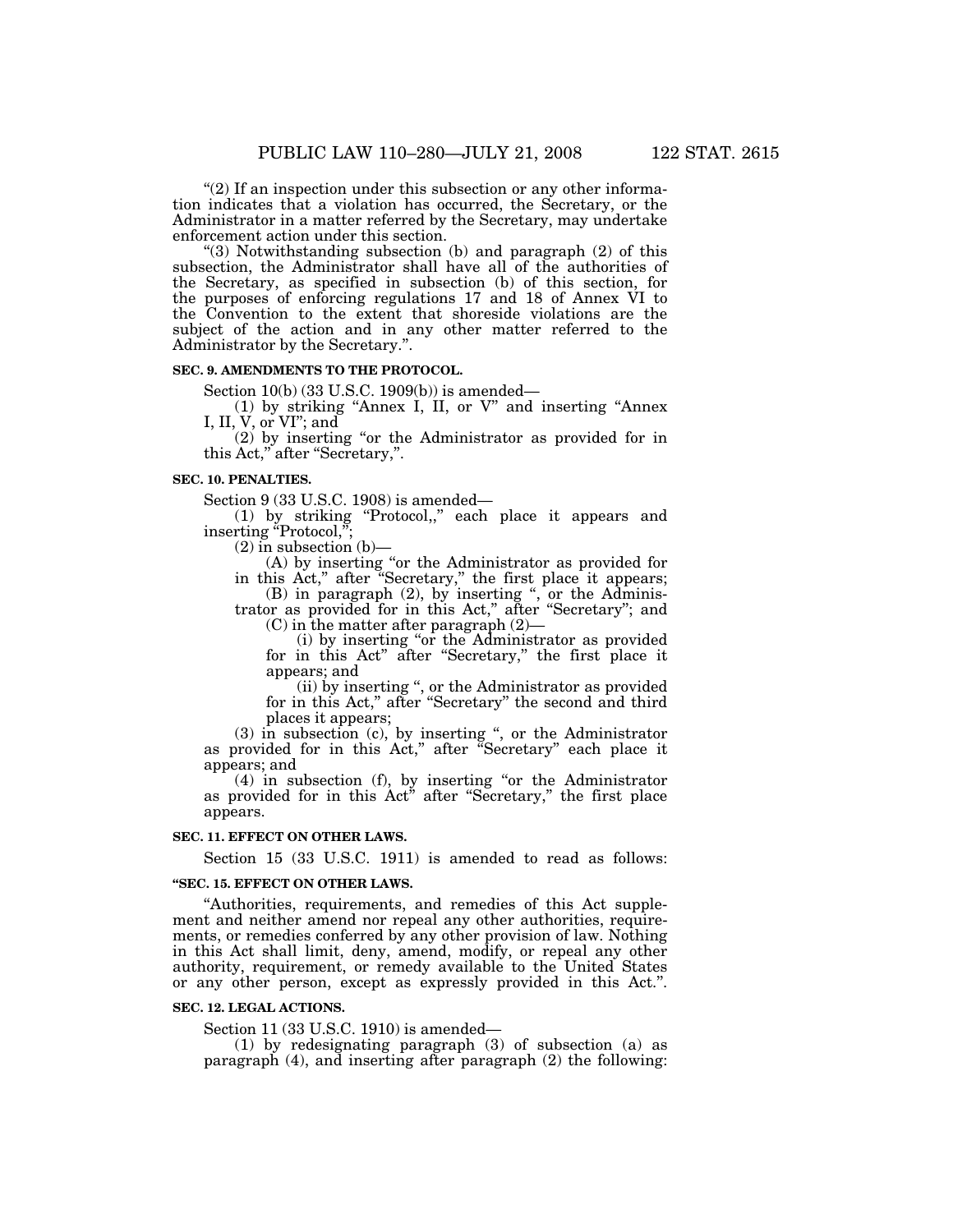"(2) If an inspection under this subsection or any other information indicates that a violation has occurred, the Secretary, or the Administrator in a matter referred by the Secretary, may undertake enforcement action under this section.

"(3) Notwithstanding subsection (b) and paragraph (2) of this subsection, the Administrator shall have all of the authorities of the Secretary, as specified in subsection (b) of this section, for the purposes of enforcing regulations 17 and 18 of Annex VI to the Convention to the extent that shoreside violations are the subject of the action and in any other matter referred to the Administrator by the Secretary.".

**SEC. 9. AMENDMENTS TO THE PROTOCOL.**

Section 10(b) (33 U.S.C. 1909(b)) is amended—

(1) by striking "Annex I, II, or V" and inserting "Annex I, II, V, or VI"; and

(2) by inserting "or the Administrator as provided for in this Act," after "Secretary,".

**SEC. 10. PENALTIES.**

Section 9 (33 U.S.C. 1908) is amended—

(1) by striking "Protocol,," each place it appears and inserting "Protocol,";

(2) in subsection (b)—

(A) by inserting "or the Administrator as provided for in this Act," after "Secretary," the first place it appears;

(B) in paragraph (2), by inserting ", or the Administrator as provided for in this Act," after "Secretary"; and

(C) in the matter after paragraph (2)—

(i) by inserting "or the Administrator as provided for in this Act" after "Secretary," the first place it appears; and

(ii) by inserting ", or the Administrator as provided for in this Act," after "Secretary" the second and third places it appears;

(3) in subsection (c), by inserting ", or the Administrator as provided for in this Act," after "Secretary" each place it appears; and

(4) in subsection (f), by inserting "or the Administrator as provided for in this Act" after "Secretary," the first place appears.

**SEC. 11. EFFECT ON OTHER LAWS.**

Section 15 (33 U.S.C. 1911) is amended to read as follows:

**"SEC. 15. EFFECT ON OTHER LAWS.**

"Authorities, requirements, and remedies of this Act supplement and neither amend nor repeal any other authorities, requirements, or remedies conferred by any other provision of law. Nothing in this Act shall limit, deny, amend, modify, or repeal any other authority, requirement, or remedy available to the United States or any other person, except as expressly provided in this Act.".

**SEC. 12. LEGAL ACTIONS.**

Section 11 (33 U.S.C. 1910) is amended—

(1) by redesignating paragraph (3) of subsection (a) as paragraph (4), and inserting after paragraph (2) the following: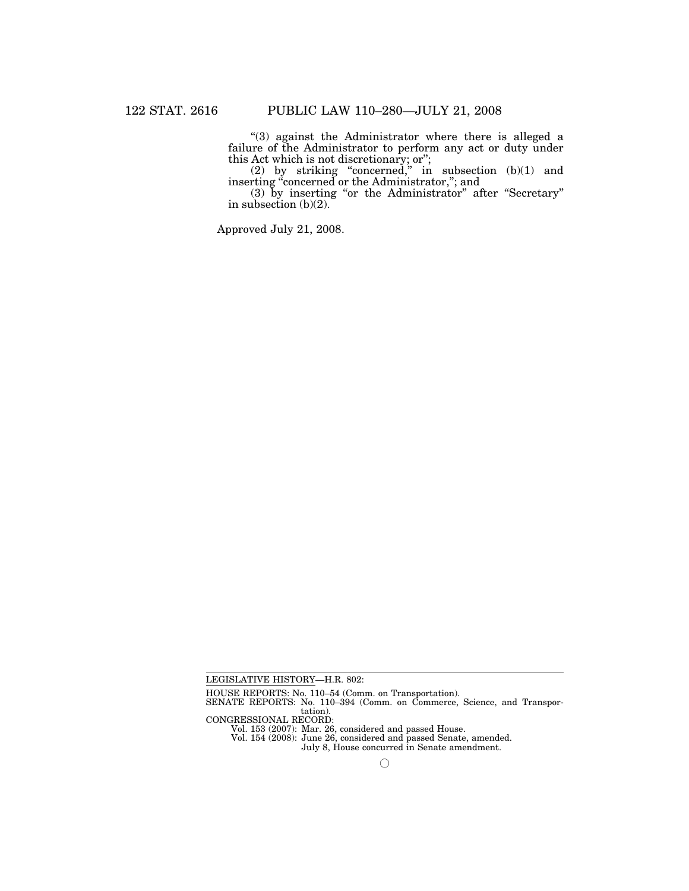"(3) against the Administrator where there is alleged a failure of the Administrator to perform any act or duty under this Act which is not discretionary; or";

(2) by striking "concerned," in subsection (b)(1) and inserting "concerned or the Administrator,"; and

(3) by inserting "or the Administrator" after "Secretary" in subsection (b)(2).

Approved July 21, 2008.

---

LEGISLATIVE HISTORY—H.R. 802:

HOUSE REPORTS: No. 110–54 (Comm. on Transportation).
SENATE REPORTS: No. 110–394 (Comm. on Commerce, Science, and Transportation).
CONGRESSIONAL RECORD:
Vol. 153 (2007): Mar. 26, considered and passed House.
Vol. 154 (2008): June 26, considered and passed Senate, amended.
July 8, House concurred in Senate amendment.